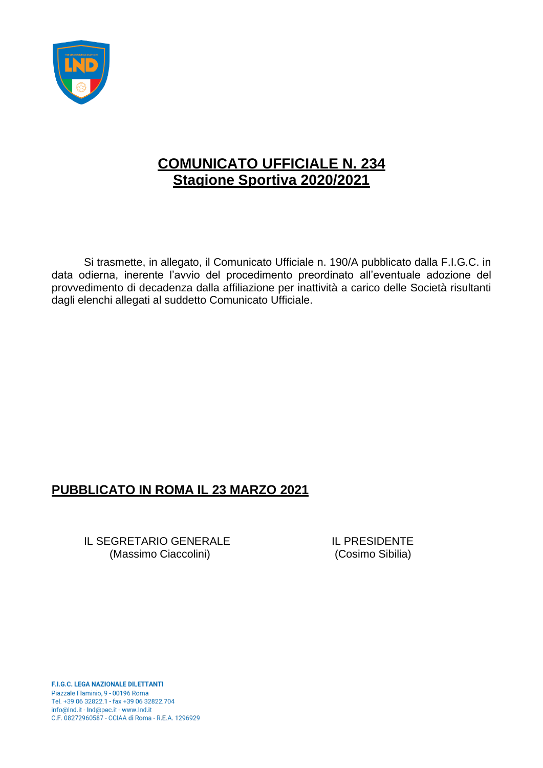# COMUNICATO UFFICIALE N. 234
## Stagione Sportiva 2020/2021

Si trasmette, in allegato, il Comunicato Ufficiale n. 190/A pubblicato dalla F.I.G.C. in data odierna, inerente l'avvio del procedimento preordinato all'eventuale adozione del provvedimento di decadenza dalla affiliazione per inattività a carico delle Società risultanti dagli elenchi allegati al suddetto Comunicato Ufficiale.

**PUBBLICATO IN ROMA IL 23 MARZO 2021**

IL SEGRETARIO GENERALE
(Massimo Ciaccolini)

IL PRESIDENTE
(Cosimo Sibilia)

**F.I.G.C. LEGA NAZIONALE DILETTANTI**
Piazzale Flaminio, 9 - 00196 Roma
Tel. +39 06 32822.1 - fax +39 06 32822.704
info@lnd.it - lnd@pec.it - www.lnd.it
C.F. 08272960587 - CCIAA di Roma - R.E.A. 1296929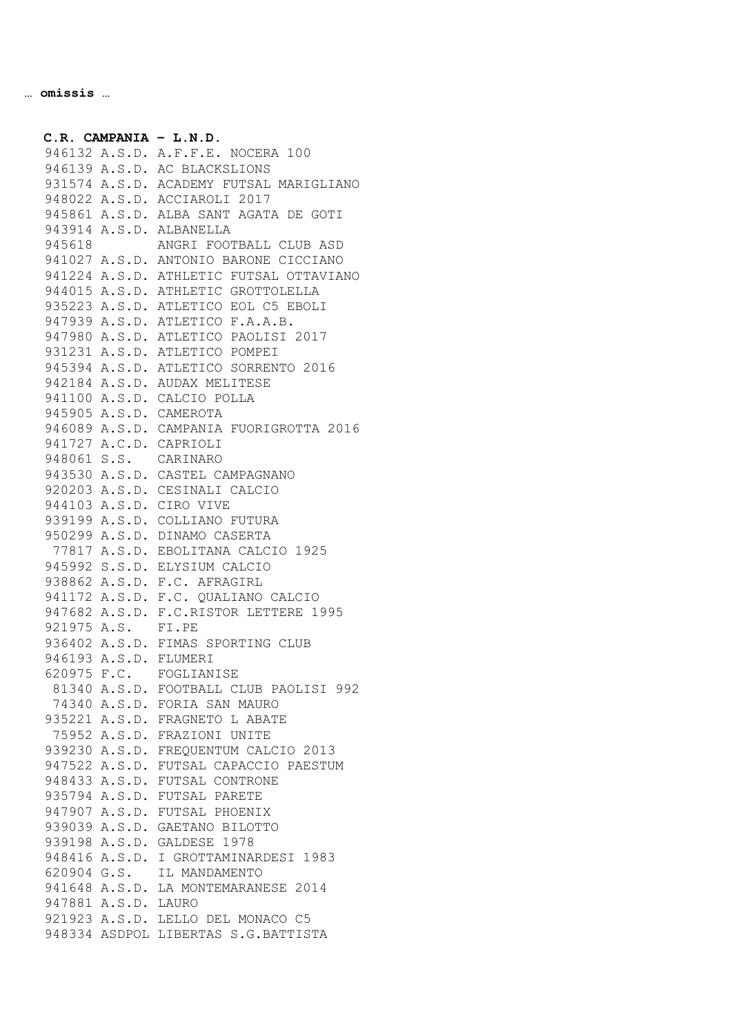… **omissis** …

**C.R. CAMPANIA - L.N.D.**

```
946132 A.S.D. A.F.F.E. NOCERA 100
946139 A.S.D. AC BLACKSLIONS
931574 A.S.D. ACADEMY FUTSAL MARIGLIANO
948022 A.S.D. ACCIAROLI 2017
945861 A.S.D. ALBA SANT AGATA DE GOTI
943914 A.S.D. ALBANELLA
945618        ANGRI FOOTBALL CLUB ASD
941027 A.S.D. ANTONIO BARONE CICCIANO
941224 A.S.D. ATHLETIC FUTSAL OTTAVIANO
944015 A.S.D. ATHLETIC GROTTOLELLA
935223 A.S.D. ATLETICO EOL C5 EBOLI
947939 A.S.D. ATLETICO F.A.A.B.
947980 A.S.D. ATLETICO PAOLISI 2017
931231 A.S.D. ATLETICO POMPEI
945394 A.S.D. ATLETICO SORRENTO 2016
942184 A.S.D. AUDAX MELITESE
941100 A.S.D. CALCIO POLLA
945905 A.S.D. CAMEROTA
946089 A.S.D. CAMPANIA FUORIGROTTA 2016
941727 A.C.D. CAPRIOLI
948061 S.S.   CARINARO
943530 A.S.D. CASTEL CAMPAGNANO
920203 A.S.D. CESINALI CALCIO
944103 A.S.D. CIRO VIVE
939199 A.S.D. COLLIANO FUTURA
950299 A.S.D. DINAMO CASERTA
 77817 A.S.D. EBOLITANA CALCIO 1925
945992 S.S.D. ELYSIUM CALCIO
938862 A.S.D. F.C. AFRAGIRL
941172 A.S.D. F.C. QUALIANO CALCIO
947682 A.S.D. F.C.RISTOR LETTERE 1995
921975 A.S.   FI.PE
936402 A.S.D. FIMAS SPORTING CLUB
946193 A.S.D. FLUMERI
620975 F.C.   FOGLIANISE
 81340 A.S.D. FOOTBALL CLUB PAOLISI 992
 74340 A.S.D. FORIA SAN MAURO
935221 A.S.D. FRAGNETO L ABATE
 75952 A.S.D. FRAZIONI UNITE
939230 A.S.D. FREQUENTUM CALCIO 2013
947522 A.S.D. FUTSAL CAPACCIO PAESTUM
948433 A.S.D. FUTSAL CONTRONE
935794 A.S.D. FUTSAL PARETE
947907 A.S.D. FUTSAL PHOENIX
939039 A.S.D. GAETANO BILOTTO
939198 A.S.D. GALDESE 1978
948416 A.S.D. I GROTTAMINARDESI 1983
620904 G.S.   IL MANDAMENTO
941648 A.S.D. LA MONTEMARANESE 2014
947881 A.S.D. LAURO
921923 A.S.D. LELLO DEL MONACO C5
948334 ASDPOL LIBERTAS S.G.BATTISTA
```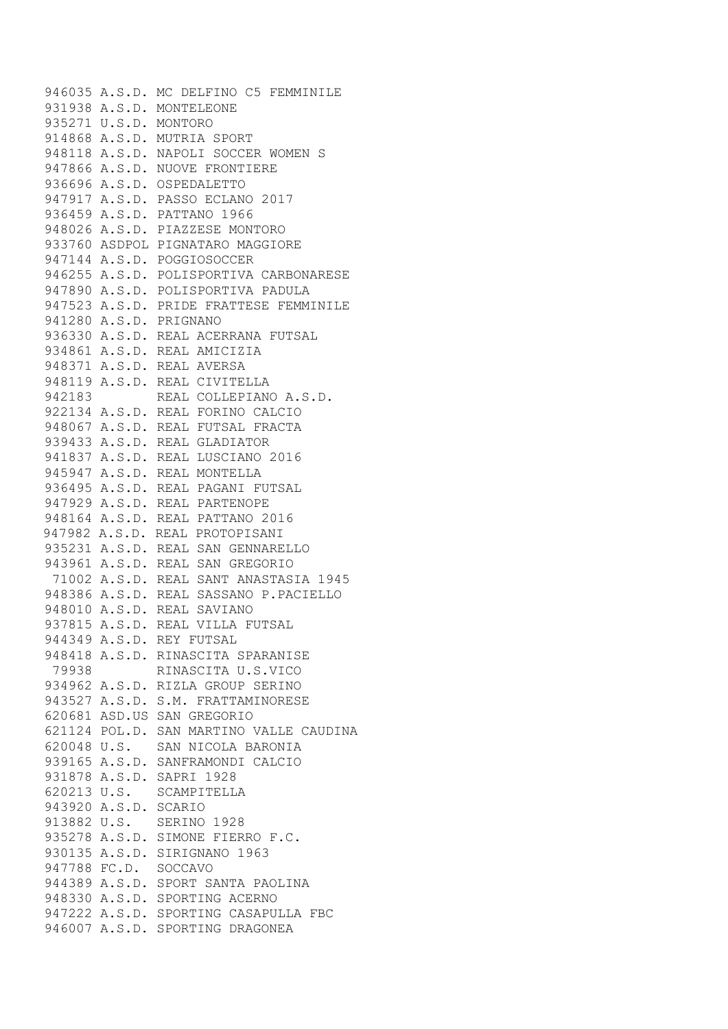```
946035 A.S.D. MC DELFINO C5 FEMMINILE
931938 A.S.D. MONTELEONE
935271 U.S.D. MONTORO
914868 A.S.D. MUTRIA SPORT
948118 A.S.D. NAPOLI SOCCER WOMEN S
947866 A.S.D. NUOVE FRONTIERE
936696 A.S.D. OSPEDALETTO
947917 A.S.D. PASSO ECLANO 2017
936459 A.S.D. PATTANO 1966
948026 A.S.D. PIAZZESE MONTORO
933760 ASDPOL PIGNATARO MAGGIORE
947144 A.S.D. POGGIOSOCCER
946255 A.S.D. POLISPORTIVA CARBONARESE
947890 A.S.D. POLISPORTIVA PADULA
947523 A.S.D. PRIDE FRATTESE FEMMINILE
941280 A.S.D. PRIGNANO
936330 A.S.D. REAL ACERRANA FUTSAL
934861 A.S.D. REAL AMICIZIA
948371 A.S.D. REAL AVERSA
948119 A.S.D. REAL CIVITELLA
942183        REAL COLLEPIANO A.S.D.
922134 A.S.D. REAL FORINO CALCIO
948067 A.S.D. REAL FUTSAL FRACTA
939433 A.S.D. REAL GLADIATOR
941837 A.S.D. REAL LUSCIANO 2016
945947 A.S.D. REAL MONTELLA
936495 A.S.D. REAL PAGANI FUTSAL
947929 A.S.D. REAL PARTENOPE
948164 A.S.D. REAL PATTANO 2016
947982 A.S.D. REAL PROTOPISANI
935231 A.S.D. REAL SAN GENNARELLO
943961 A.S.D. REAL SAN GREGORIO
 71002 A.S.D. REAL SANT ANASTASIA 1945
948386 A.S.D. REAL SASSANO P.PACIELLO
948010 A.S.D. REAL SAVIANO
937815 A.S.D. REAL VILLA FUTSAL
944349 A.S.D. REY FUTSAL
948418 A.S.D. RINASCITA SPARANISE
 79938        RINASCITA U.S.VICO
934962 A.S.D. RIZLA GROUP SERINO
943527 A.S.D. S.M. FRATTAMINORESE
620681 ASD.US SAN GREGORIO
621124 POL.D. SAN MARTINO VALLE CAUDINA
620048 U.S.   SAN NICOLA BARONIA
939165 A.S.D. SANFRAMONDI CALCIO
931878 A.S.D. SAPRI 1928
620213 U.S.   SCAMPITELLA
943920 A.S.D. SCARIO
913882 U.S.   SERINO 1928
935278 A.S.D. SIMONE FIERRO F.C.
930135 A.S.D. SIRIGNANO 1963
947788 FC.D.  SOCCAVO
944389 A.S.D. SPORT SANTA PAOLINA
948330 A.S.D. SPORTING ACERNO
947222 A.S.D. SPORTING CASAPULLA FBC
946007 A.S.D. SPORTING DRAGONEA
```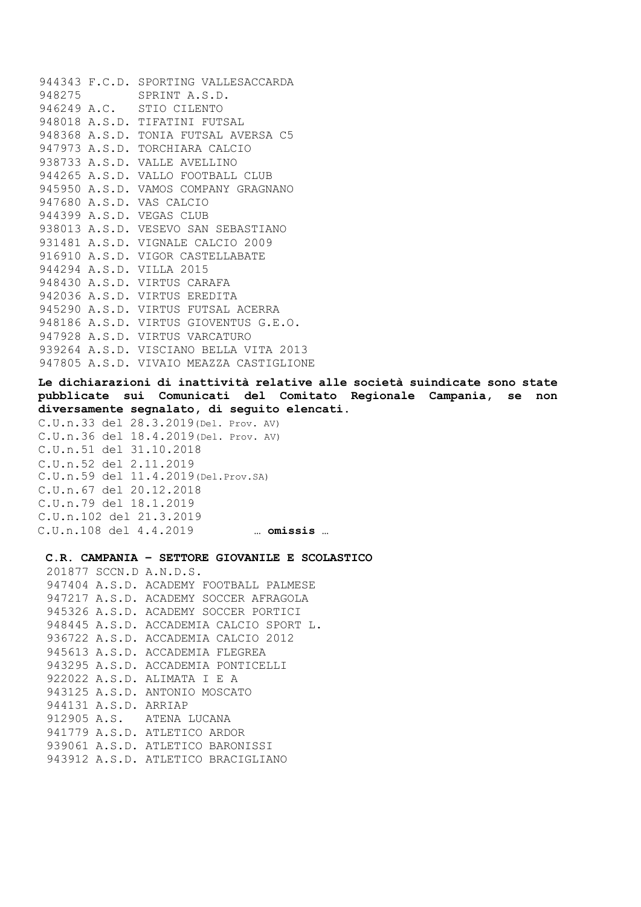944343 F.C.D. SPORTING VALLESACCARDA
948275 SPRINT A.S.D.
946249 A.C. STIO CILENTO
948018 A.S.D. TIFATINI FUTSAL
948368 A.S.D. TONIA FUTSAL AVERSA C5
947973 A.S.D. TORCHIARA CALCIO
938733 A.S.D. VALLE AVELLINO
944265 A.S.D. VALLO FOOTBALL CLUB
945950 A.S.D. VAMOS COMPANY GRAGNANO
947680 A.S.D. VAS CALCIO
944399 A.S.D. VEGAS CLUB
938013 A.S.D. VESEVO SAN SEBASTIANO
931481 A.S.D. VIGNALE CALCIO 2009
916910 A.S.D. VIGOR CASTELLABATE
944294 A.S.D. VILLA 2015
948430 A.S.D. VIRTUS CARAFA
942036 A.S.D. VIRTUS EREDITA
945290 A.S.D. VIRTUS FUTSAL ACERRA
948186 A.S.D. VIRTUS GIOVENTUS G.E.O.
947928 A.S.D. VIRTUS VARCATURO
939264 A.S.D. VISCIANO BELLA VITA 2013
947805 A.S.D. VIVAIO MEAZZA CASTIGLIONE

**Le dichiarazioni di inattività relative alle società suindicate sono state pubblicate sui Comunicati del Comitato Regionale Campania, se non diversamente segnalato, di seguito elencati.**

C.U.n.33 del 28.3.2019(Del. Prov. AV)
C.U.n.36 del 18.4.2019(Del. Prov. AV)
C.U.n.51 del 31.10.2018
C.U.n.52 del 2.11.2019
C.U.n.59 del 11.4.2019(Del.Prov.SA)
C.U.n.67 del 20.12.2018
C.U.n.79 del 18.1.2019
C.U.n.102 del 21.3.2019
C.U.n.108 del 4.4.2019 **… omissis …**

**C.R. CAMPANIA – SETTORE GIOVANILE E SCOLASTICO**

201877 SCCN.D A.N.D.S.
947404 A.S.D. ACADEMY FOOTBALL PALMESE
947217 A.S.D. ACADEMY SOCCER AFRAGOLA
945326 A.S.D. ACADEMY SOCCER PORTICI
948445 A.S.D. ACCADEMIA CALCIO SPORT L.
936722 A.S.D. ACCADEMIA CALCIO 2012
945613 A.S.D. ACCADEMIA FLEGREA
943295 A.S.D. ACCADEMIA PONTICELLI
922022 A.S.D. ALIMATA I E A
943125 A.S.D. ANTONIO MOSCATO
944131 A.S.D. ARRIAP
912905 A.S. ATENA LUCANA
941779 A.S.D. ATLETICO ARDOR
939061 A.S.D. ATLETICO BARONISSI
943912 A.S.D. ATLETICO BRACIGLIANO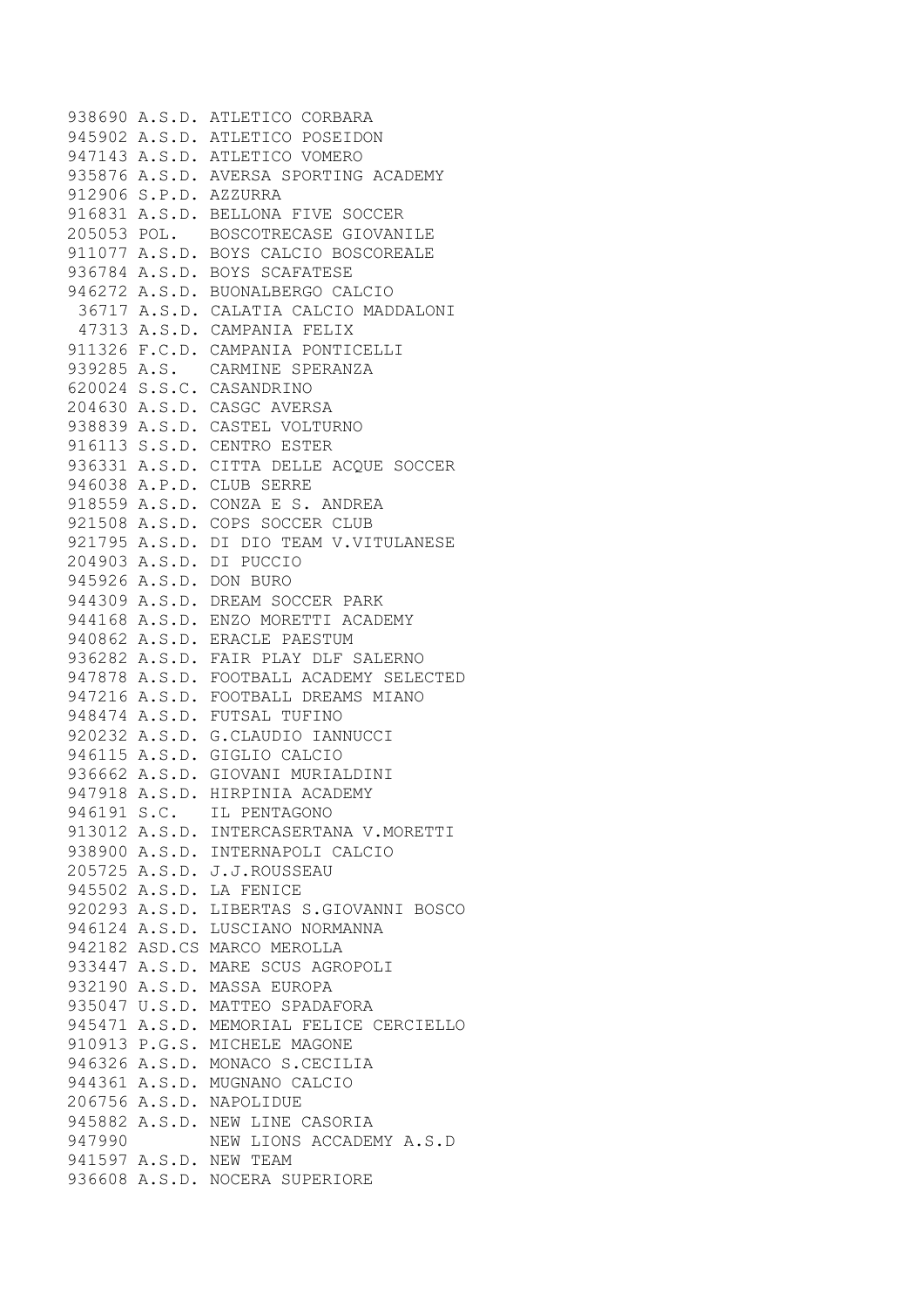```
938690 A.S.D. ATLETICO CORBARA
945902 A.S.D. ATLETICO POSEIDON
947143 A.S.D. ATLETICO VOMERO
935876 A.S.D. AVERSA SPORTING ACADEMY
912906 S.P.D. AZZURRA
916831 A.S.D. BELLONA FIVE SOCCER
205053 POL.   BOSCOTRECASE GIOVANILE
911077 A.S.D. BOYS CALCIO BOSCOREALE
936784 A.S.D. BOYS SCAFATESE
946272 A.S.D. BUONALBERGO CALCIO
 36717 A.S.D. CALATIA CALCIO MADDALONI
 47313 A.S.D. CAMPANIA FELIX
911326 F.C.D. CAMPANIA PONTICELLI
939285 A.S.   CARMINE SPERANZA
620024 S.S.C. CASANDRINO
204630 A.S.D. CASGC AVERSA
938839 A.S.D. CASTEL VOLTURNO
916113 S.S.D. CENTRO ESTER
936331 A.S.D. CITTA DELLE ACQUE SOCCER
946038 A.P.D. CLUB SERRE
918559 A.S.D. CONZA E S. ANDREA
921508 A.S.D. COPS SOCCER CLUB
921795 A.S.D. DI DIO TEAM V.VITULANESE
204903 A.S.D. DI PUCCIO
945926 A.S.D. DON BURO
944309 A.S.D. DREAM SOCCER PARK
944168 A.S.D. ENZO MORETTI ACADEMY
940862 A.S.D. ERACLE PAESTUM
936282 A.S.D. FAIR PLAY DLF SALERNO
947878 A.S.D. FOOTBALL ACADEMY SELECTED
947216 A.S.D. FOOTBALL DREAMS MIANO
948474 A.S.D. FUTSAL TUFINO
920232 A.S.D. G.CLAUDIO IANNUCCI
946115 A.S.D. GIGLIO CALCIO
936662 A.S.D. GIOVANI MURIALDINI
947918 A.S.D. HIRPINIA ACADEMY
946191 S.C.   IL PENTAGONO
913012 A.S.D. INTERCASERTANA V.MORETTI
938900 A.S.D. INTERNAPOLI CALCIO
205725 A.S.D. J.J.ROUSSEAU
945502 A.S.D. LA FENICE
920293 A.S.D. LIBERTAS S.GIOVANNI BOSCO
946124 A.S.D. LUSCIANO NORMANNA
942182 ASD.CS MARCO MEROLLA
933447 A.S.D. MARE SCUS AGROPOLI
932190 A.S.D. MASSA EUROPA
935047 U.S.D. MATTEO SPADAFORA
945471 A.S.D. MEMORIAL FELICE CERCIELLO
910913 P.G.S. MICHELE MAGONE
946326 A.S.D. MONACO S.CECILIA
944361 A.S.D. MUGNANO CALCIO
206756 A.S.D. NAPOLIDUE
945882 A.S.D. NEW LINE CASORIA
947990        NEW LIONS ACCADEMY A.S.D
941597 A.S.D. NEW TEAM
936608 A.S.D. NOCERA SUPERIORE
```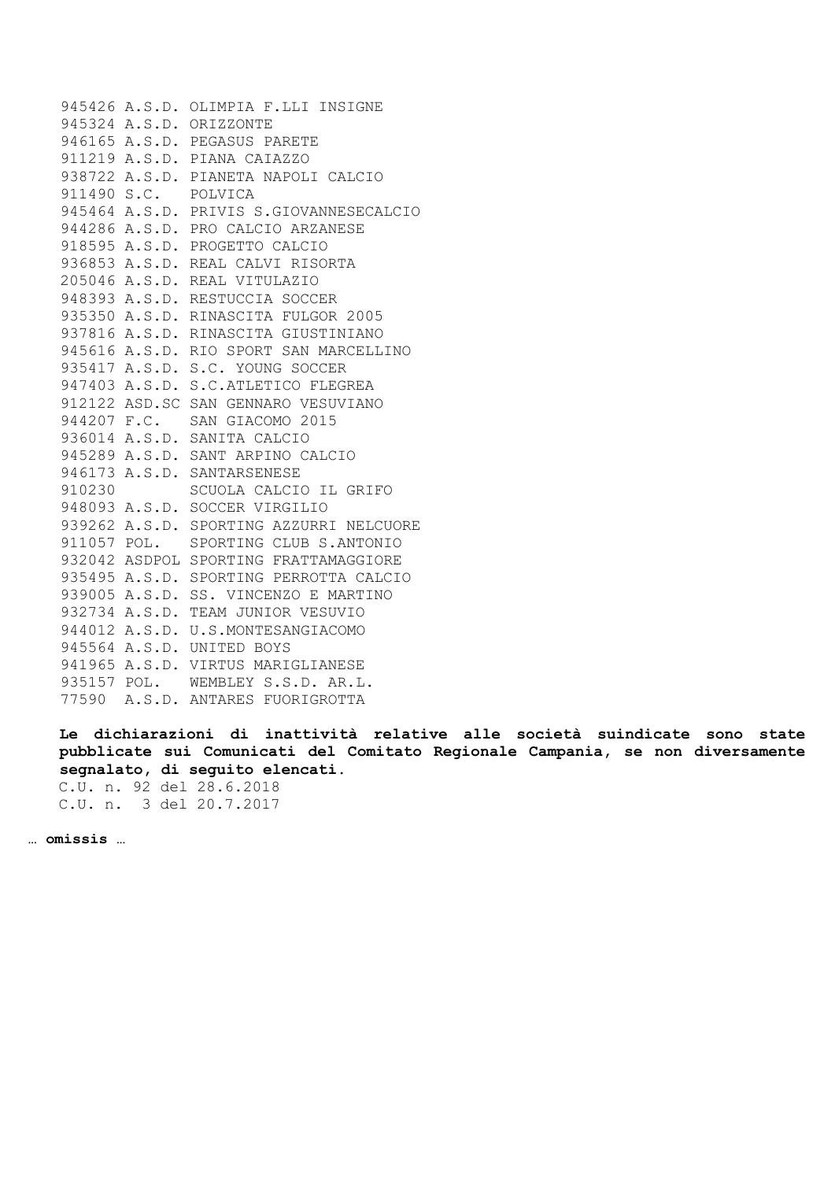| | | |
|---|---|---|
| 945426 | A.S.D. | OLIMPIA F.LLI INSIGNE |
| 945324 | A.S.D. | ORIZZONTE |
| 946165 | A.S.D. | PEGASUS PARETE |
| 911219 | A.S.D. | PIANA CAIAZZO |
| 938722 | A.S.D. | PIANETA NAPOLI CALCIO |
| 911490 | S.C. | POLVICA |
| 945464 | A.S.D. | PRIVIS S.GIOVANNESECALCIO |
| 944286 | A.S.D. | PRO CALCIO ARZANESE |
| 918595 | A.S.D. | PROGETTO CALCIO |
| 936853 | A.S.D. | REAL CALVI RISORTA |
| 205046 | A.S.D. | REAL VITULAZIO |
| 948393 | A.S.D. | RESTUCCIA SOCCER |
| 935350 | A.S.D. | RINASCITA FULGOR 2005 |
| 937816 | A.S.D. | RINASCITA GIUSTINIANO |
| 945616 | A.S.D. | RIO SPORT SAN MARCELLINO |
| 935417 | A.S.D. | S.C. YOUNG SOCCER |
| 947403 | A.S.D. | S.C.ATLETICO FLEGREA |
| 912122 | ASD.SC | SAN GENNARO VESUVIANO |
| 944207 | F.C. | SAN GIACOMO 2015 |
| 936014 | A.S.D. | SANITA CALCIO |
| 945289 | A.S.D. | SANT ARPINO CALCIO |
| 946173 | A.S.D. | SANTARSENESE |
| 910230 | | SCUOLA CALCIO IL GRIFO |
| 948093 | A.S.D. | SOCCER VIRGILIO |
| 939262 | A.S.D. | SPORTING AZZURRI NELCUORE |
| 911057 | POL. | SPORTING CLUB S.ANTONIO |
| 932042 | ASDPOL | SPORTING FRATTAMAGGIORE |
| 935495 | A.S.D. | SPORTING PERROTTA CALCIO |
| 939005 | A.S.D. | SS. VINCENZO E MARTINO |
| 932734 | A.S.D. | TEAM JUNIOR VESUVIO |
| 944012 | A.S.D. | U.S.MONTESANGIACOMO |
| 945564 | A.S.D. | UNITED BOYS |
| 941965 | A.S.D. | VIRTUS MARIGLIANESE |
| 935157 | POL. | WEMBLEY S.S.D. AR.L. |
| 77590 | A.S.D. | ANTARES FUORIGROTTA |

**Le dichiarazioni di inattività relative alle società suindicate sono state pubblicate sui Comunicati del Comitato Regionale Campania, se non diversamente segnalato, di seguito elencati.**

C.U. n. 92 del 28.6.2018
C.U. n. 3 del 20.7.2017

**… omissis …**